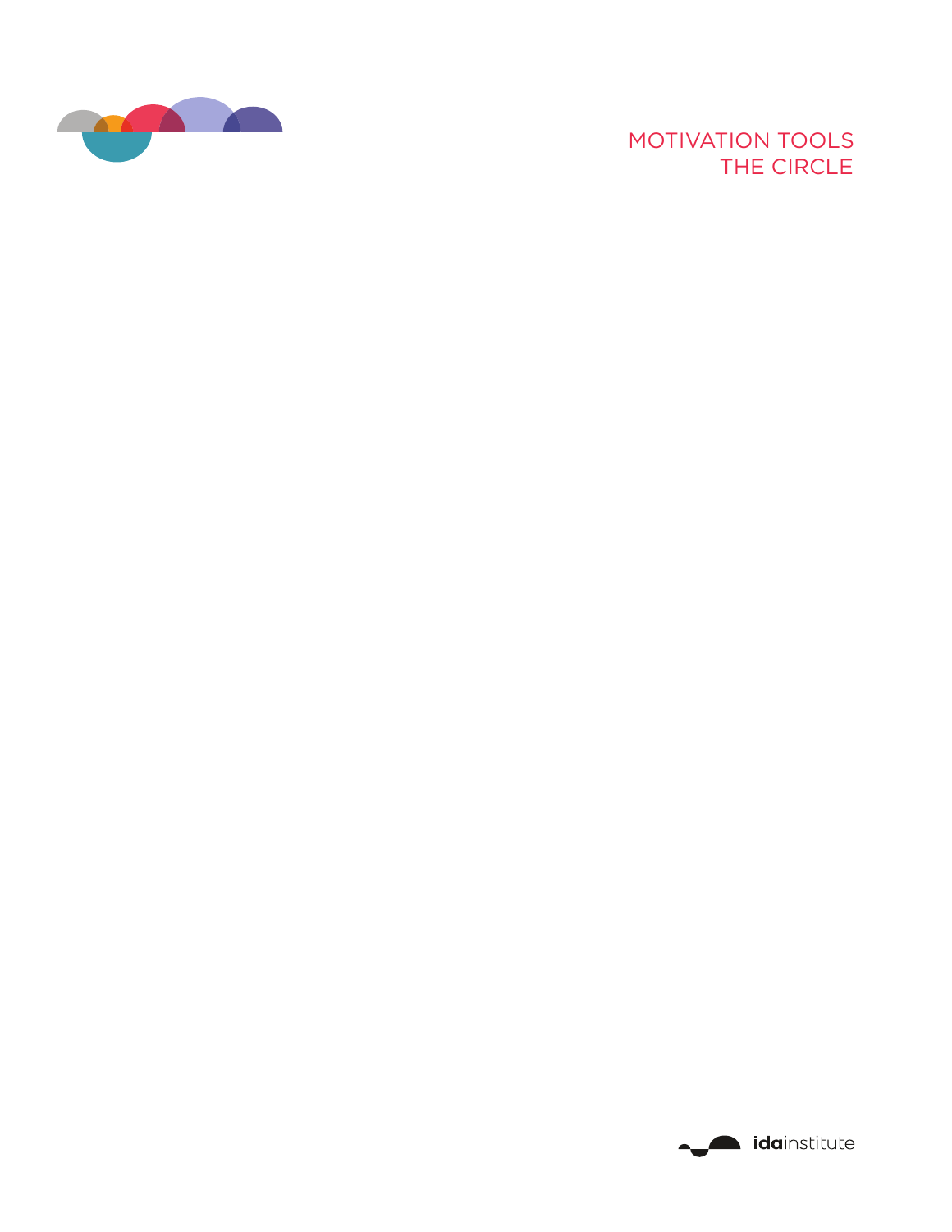# MOTIVATION TOOLS
# THE CIRCLE

idainstitute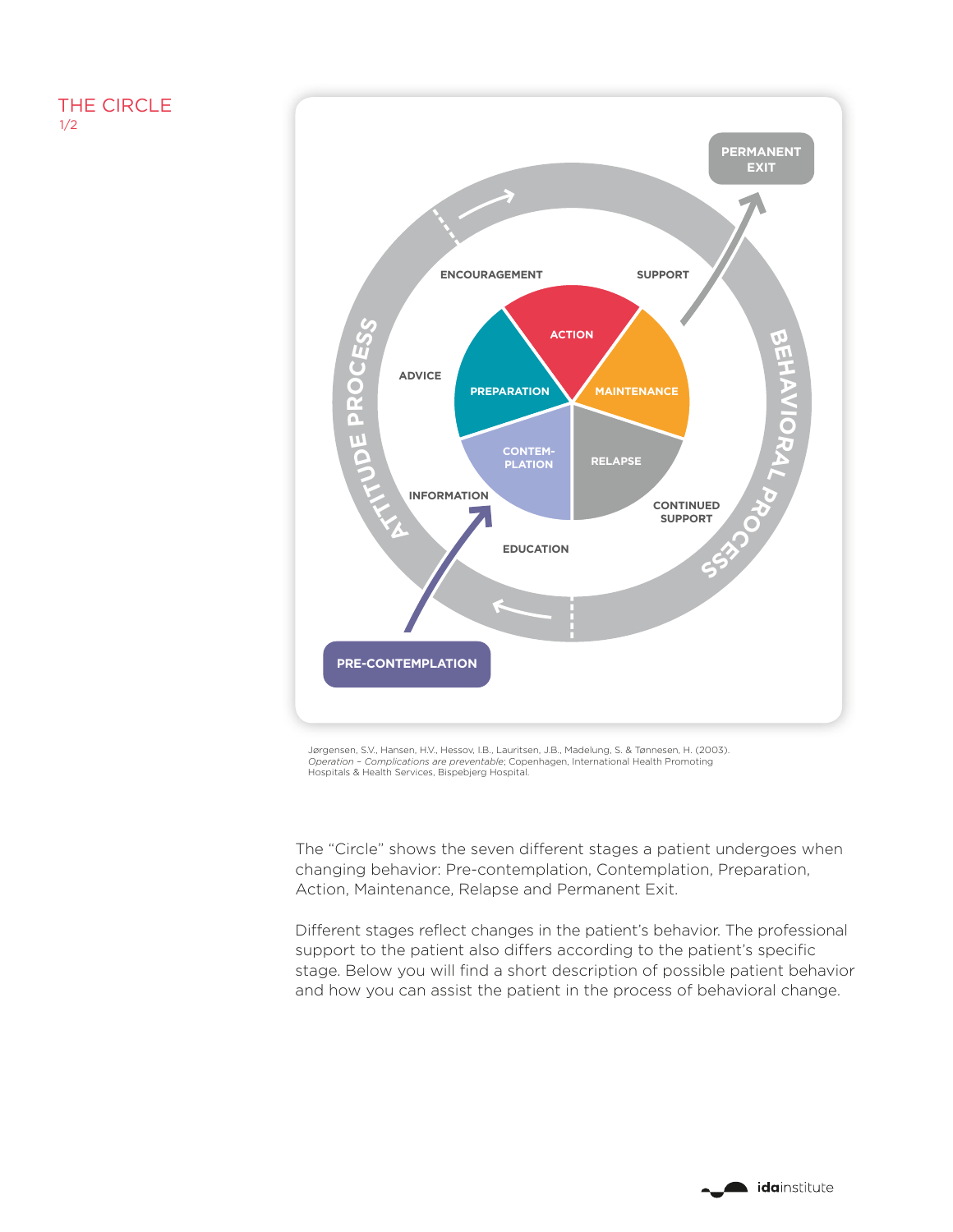# THE CIRCLE

1/2

PERMANENT EXIT

ATTITUDE PROCESS

BEHAVIORAL PROCESS

ENCOURAGEMENT

SUPPORT

ADVICE

INFORMATION

EDUCATION

CONTINUED SUPPORT

ACTION

PREPARATION

MAINTENANCE

CONTEM-PLATION

RELAPSE

PRE-CONTEMPLATION

Jørgensen, S.V., Hansen, H.V., Hessov, I.B., Lauritsen, J.B., Madelung, S. & Tønnesen, H. (2003). *Operation – Complications are preventable*; Copenhagen, International Health Promoting Hospitals & Health Services, Bispebjerg Hospital.

The "Circle" shows the seven different stages a patient undergoes when changing behavior: Pre-contemplation, Contemplation, Preparation, Action, Maintenance, Relapse and Permanent Exit.

Different stages reflect changes in the patient's behavior. The professional support to the patient also differs according to the patient's specific stage. Below you will find a short description of possible patient behavior and how you can assist the patient in the process of behavioral change.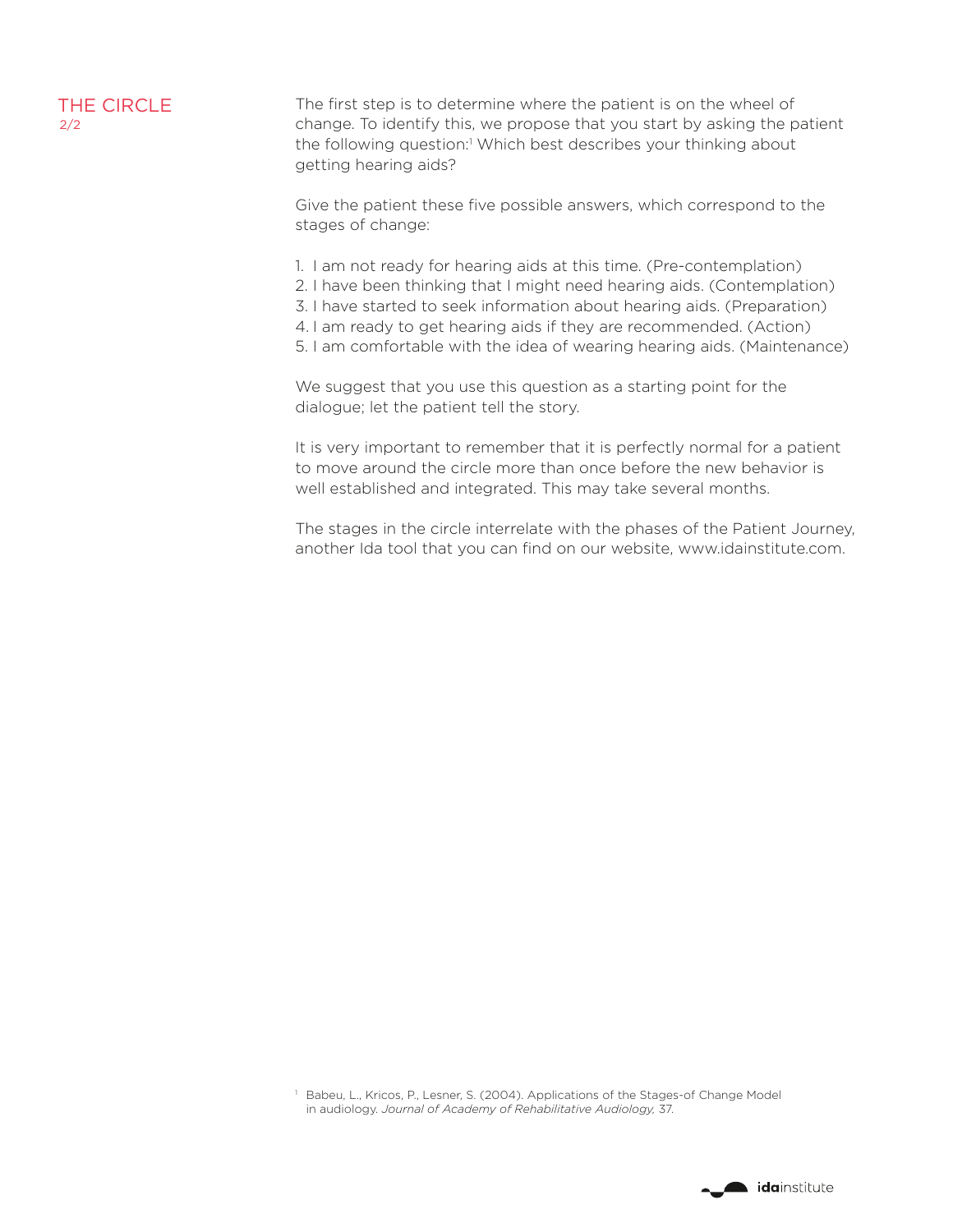## THE CIRCLE

2/2

The first step is to determine where the patient is on the wheel of change. To identify this, we propose that you start by asking the patient the following question:[1] Which best describes your thinking about getting hearing aids?

Give the patient these five possible answers, which correspond to the stages of change:

1. I am not ready for hearing aids at this time. (Pre-contemplation)
2. I have been thinking that I might need hearing aids. (Contemplation)
3. I have started to seek information about hearing aids. (Preparation)
4. I am ready to get hearing aids if they are recommended. (Action)
5. I am comfortable with the idea of wearing hearing aids. (Maintenance)

We suggest that you use this question as a starting point for the dialogue; let the patient tell the story.

It is very important to remember that it is perfectly normal for a patient to move around the circle more than once before the new behavior is well established and integrated. This may take several months.

The stages in the circle interrelate with the phases of the Patient Journey, another Ida tool that you can find on our website, www.idainstitute.com.

[1] Babeu, L., Kricos, P., Lesner, S. (2004). Applications of the Stages-of Change Model in audiology. *Journal of Academy of Rehabilitative Audiology,* 37.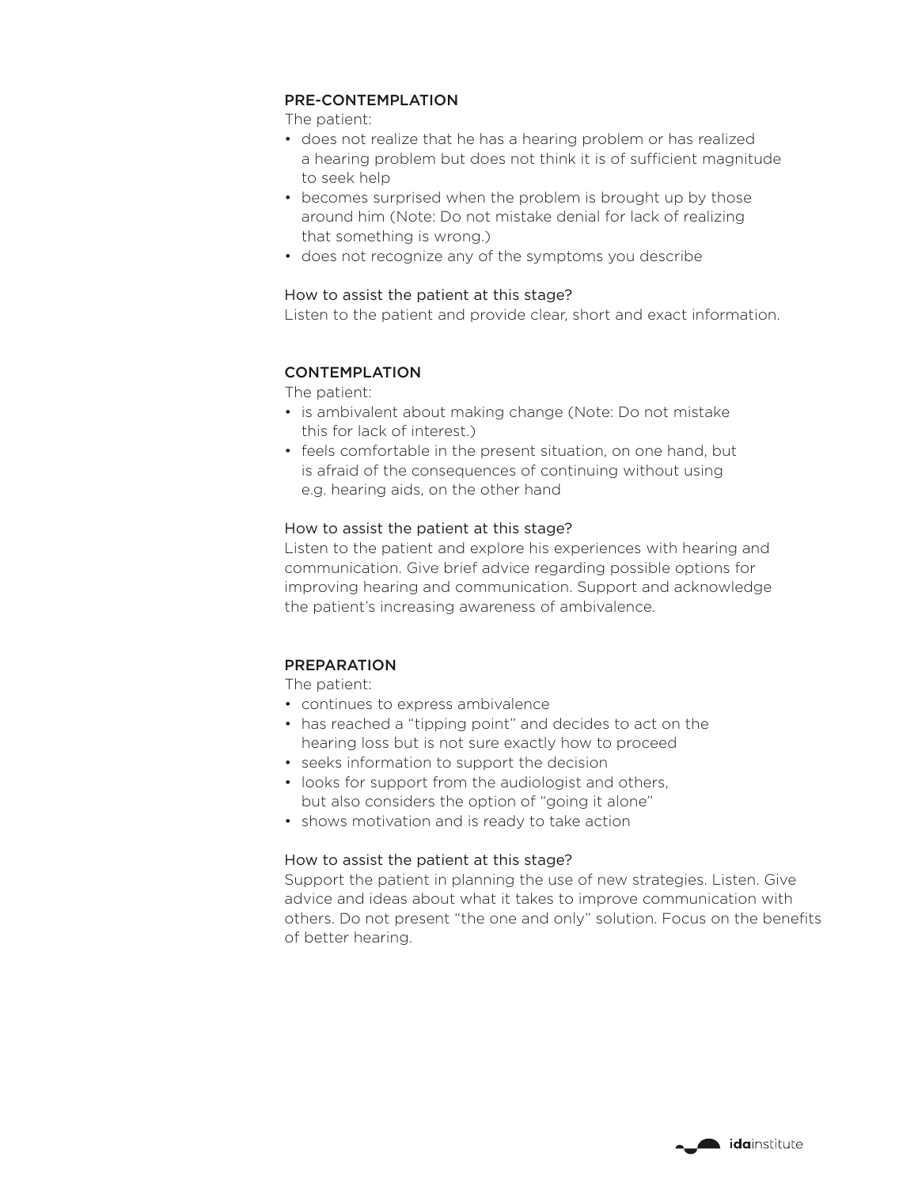## PRE-CONTEMPLATION

The patient:

- does not realize that he has a hearing problem or has realized a hearing problem but does not think it is of sufficient magnitude to seek help
- becomes surprised when the problem is brought up by those around him (Note: Do not mistake denial for lack of realizing that something is wrong.)
- does not recognize any of the symptoms you describe

How to assist the patient at this stage?

Listen to the patient and provide clear, short and exact information.

## CONTEMPLATION

The patient:

- is ambivalent about making change (Note: Do not mistake this for lack of interest.)
- feels comfortable in the present situation, on one hand, but is afraid of the consequences of continuing without using e.g. hearing aids, on the other hand

How to assist the patient at this stage?

Listen to the patient and explore his experiences with hearing and communication. Give brief advice regarding possible options for improving hearing and communication. Support and acknowledge the patient's increasing awareness of ambivalence.

## PREPARATION

The patient:

- continues to express ambivalence
- has reached a "tipping point" and decides to act on the hearing loss but is not sure exactly how to proceed
- seeks information to support the decision
- looks for support from the audiologist and others, but also considers the option of "going it alone"
- shows motivation and is ready to take action

How to assist the patient at this stage?

Support the patient in planning the use of new strategies. Listen. Give advice and ideas about what it takes to improve communication with others. Do not present "the one and only" solution. Focus on the benefits of better hearing.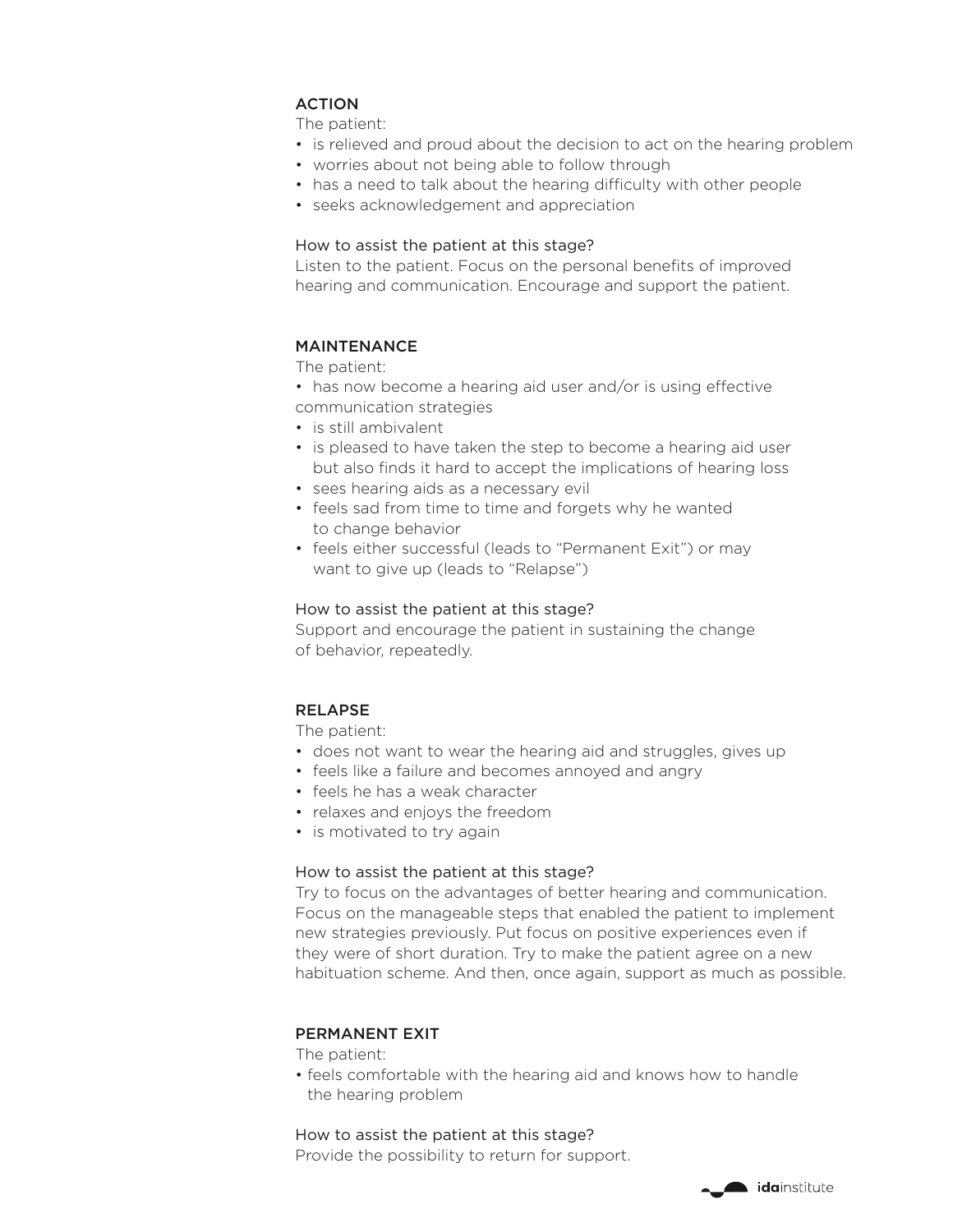## ACTION

The patient:

- is relieved and proud about the decision to act on the hearing problem
- worries about not being able to follow through
- has a need to talk about the hearing difficulty with other people
- seeks acknowledgement and appreciation

How to assist the patient at this stage?

Listen to the patient. Focus on the personal benefits of improved hearing and communication. Encourage and support the patient.

## MAINTENANCE

The patient:

- has now become a hearing aid user and/or is using effective communication strategies
- is still ambivalent
- is pleased to have taken the step to become a hearing aid user but also finds it hard to accept the implications of hearing loss
- sees hearing aids as a necessary evil
- feels sad from time to time and forgets why he wanted to change behavior
- feels either successful (leads to "Permanent Exit") or may want to give up (leads to "Relapse")

How to assist the patient at this stage?

Support and encourage the patient in sustaining the change of behavior, repeatedly.

## RELAPSE

The patient:

- does not want to wear the hearing aid and struggles, gives up
- feels like a failure and becomes annoyed and angry
- feels he has a weak character
- relaxes and enjoys the freedom
- is motivated to try again

How to assist the patient at this stage?

Try to focus on the advantages of better hearing and communication. Focus on the manageable steps that enabled the patient to implement new strategies previously. Put focus on positive experiences even if they were of short duration. Try to make the patient agree on a new habituation scheme. And then, once again, support as much as possible.

## PERMANENT EXIT

The patient:

- feels comfortable with the hearing aid and knows how to handle the hearing problem

How to assist the patient at this stage?

Provide the possibility to return for support.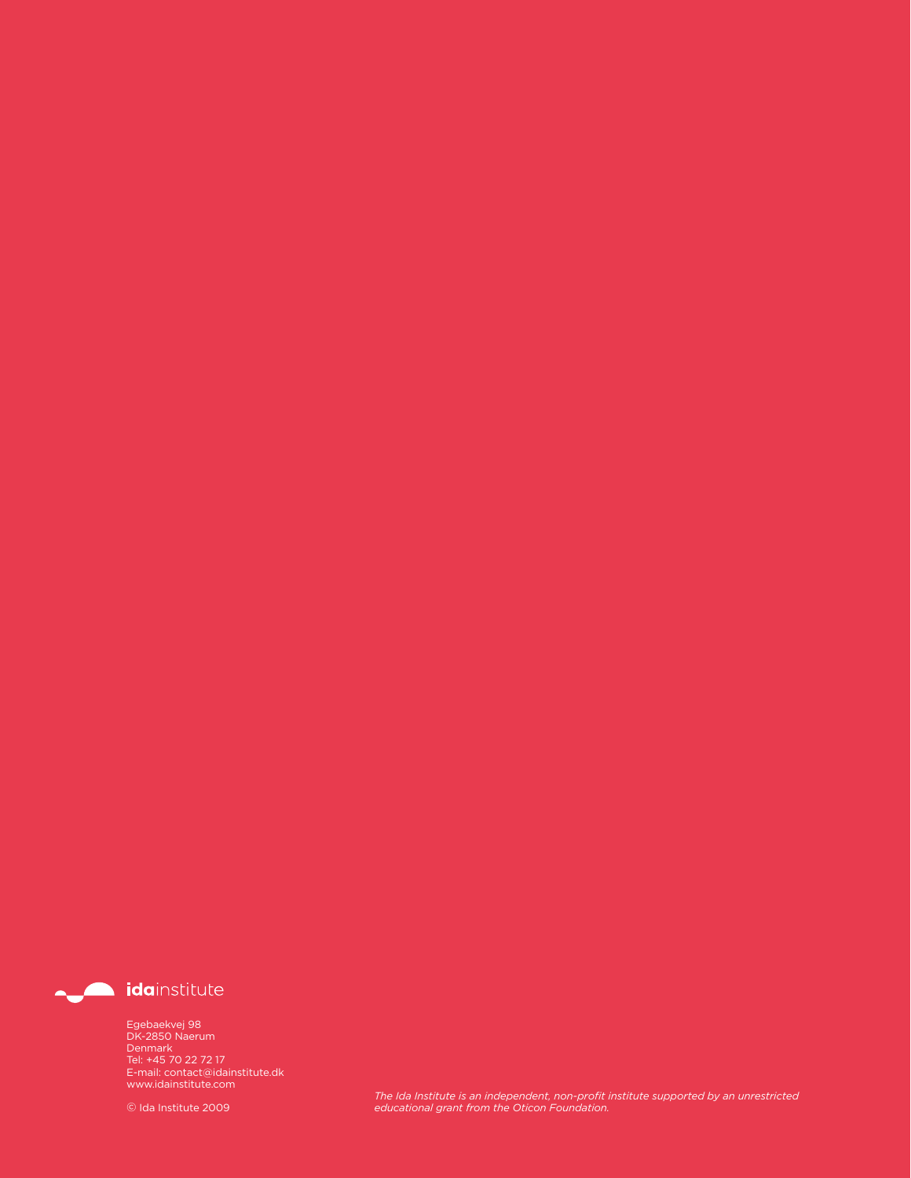**ida**institute

Egebaekvej 98
DK-2850 Naerum
Denmark
Tel: +45 70 22 72 17
E-mail: contact@idainstitute.dk
www.idainstitute.com

© Ida Institute 2009

*The Ida Institute is an independent, non-profit institute supported by an unrestricted educational grant from the Oticon Foundation.*